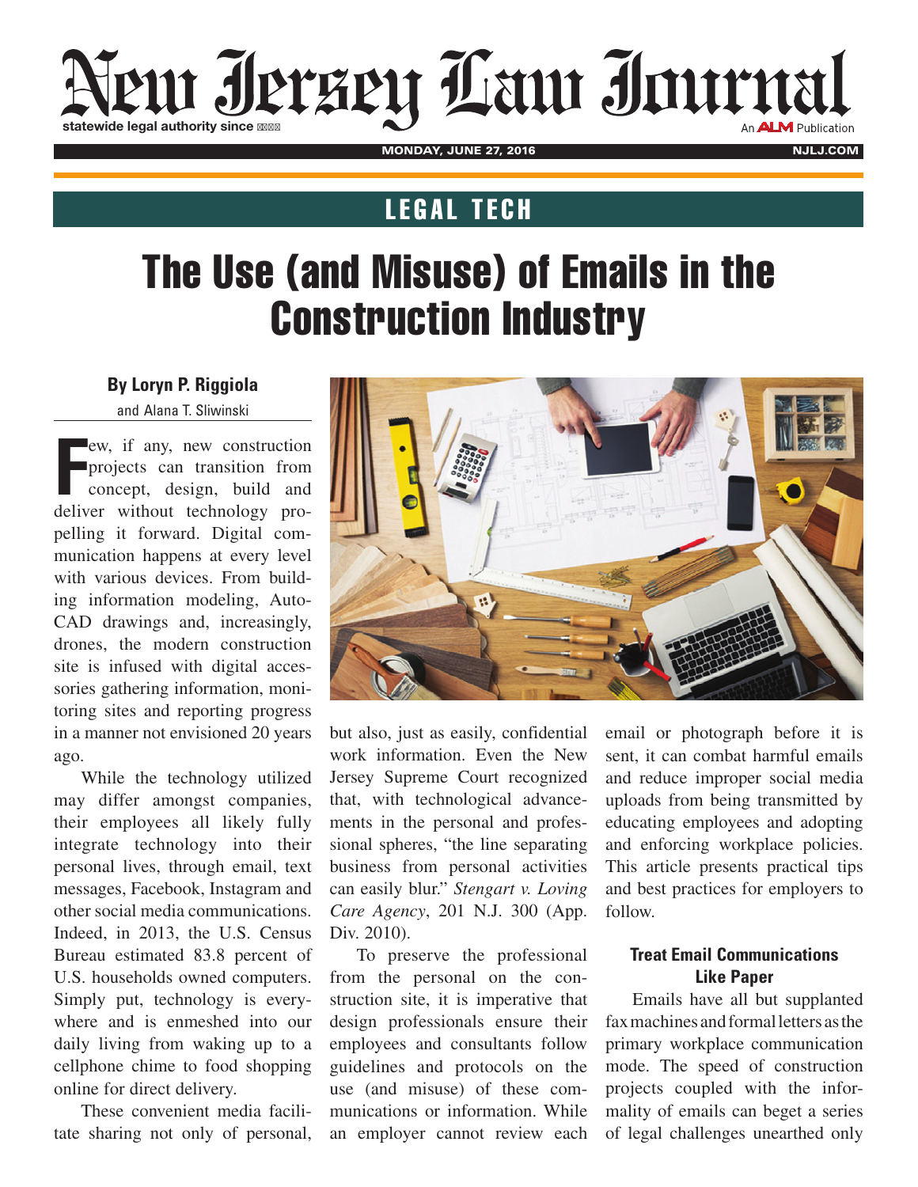## LEGAL TECH

# The Use (and Misuse) of Emails in the Construction Industry

**By Loryn P. Riggiola**
and Alana T. Sliwinski

Few, if any, new construction projects can transition from concept, design, build and deliver without technology propelling it forward. Digital communication happens at every level with various devices. From building information modeling, AutoCAD drawings and, increasingly, drones, the modern construction site is infused with digital accessories gathering information, monitoring sites and reporting progress in a manner not envisioned 20 years ago.

While the technology utilized may differ amongst companies, their employees all likely fully integrate technology into their personal lives, through email, text messages, Facebook, Instagram and other social media communications. Indeed, in 2013, the U.S. Census Bureau estimated 83.8 percent of U.S. households owned computers. Simply put, technology is everywhere and is enmeshed into our daily living from waking up to a cellphone chime to food shopping online for direct delivery.

These convenient media facilitate sharing not only of personal, but also, just as easily, confidential work information. Even the New Jersey Supreme Court recognized that, with technological advancements in the personal and professional spheres, "the line separating business from personal activities can easily blur." *Stengart v. Loving Care Agency*, 201 N.J. 300 (App. Div. 2010).

To preserve the professional from the personal on the construction site, it is imperative that design professionals ensure their employees and consultants follow guidelines and protocols on the use (and misuse) of these communications or information. While an employer cannot review each email or photograph before it is sent, it can combat harmful emails and reduce improper social media uploads from being transmitted by educating employees and adopting and enforcing workplace policies. This article presents practical tips and best practices for employers to follow.

### Treat Email Communications Like Paper

Emails have all but supplanted fax machines and formal letters as the primary workplace communication mode. The speed of construction projects coupled with the informality of emails can beget a series of legal challenges unearthed only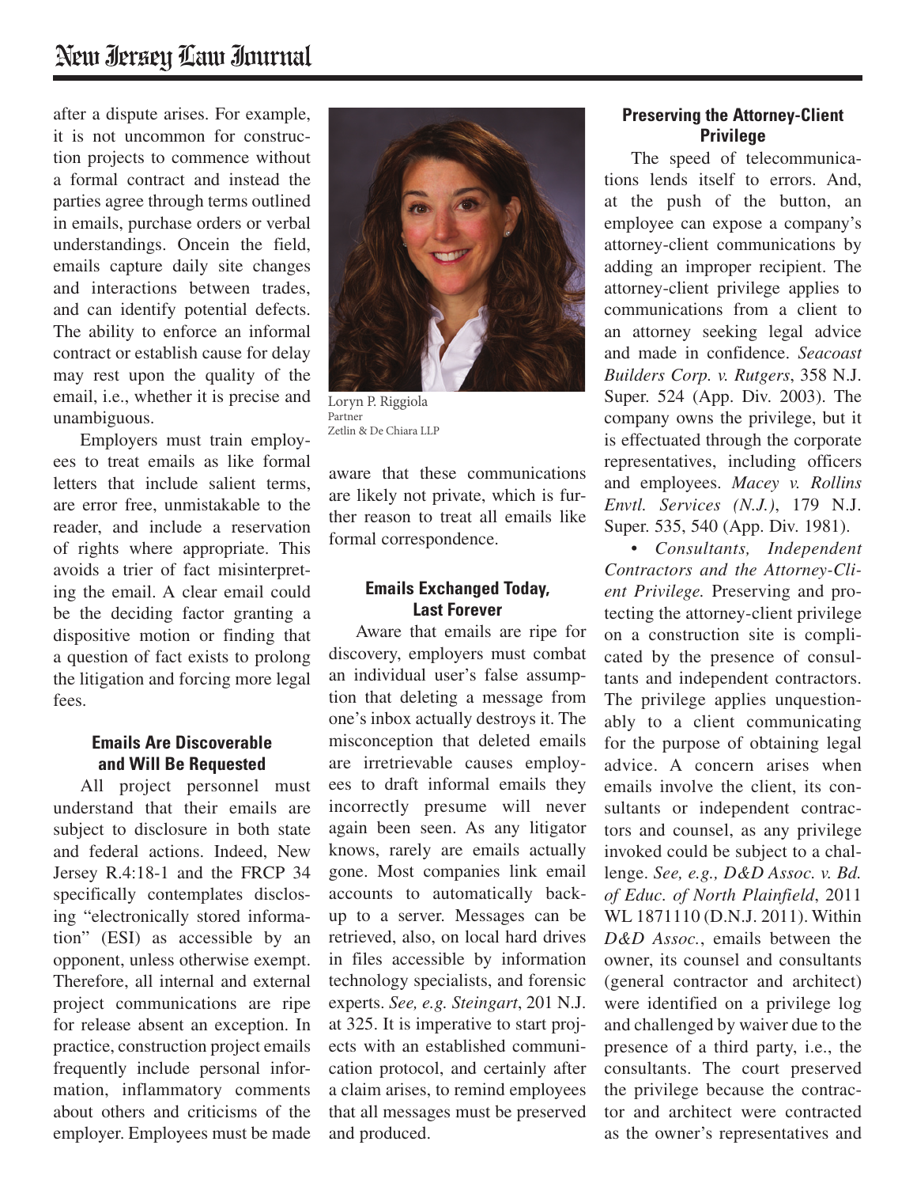after a dispute arises. For example, it is not uncommon for construction projects to commence without a formal contract and instead the parties agree through terms outlined in emails, purchase orders or verbal understandings. Oncein the field, emails capture daily site changes and interactions between trades, and can identify potential defects. The ability to enforce an informal contract or establish cause for delay may rest upon the quality of the email, i.e., whether it is precise and unambiguous.

Employers must train employees to treat emails as like formal letters that include salient terms, are error free, unmistakable to the reader, and include a reservation of rights where appropriate. This avoids a trier of fact misinterpreting the email. A clear email could be the deciding factor granting a dispositive motion or finding that a question of fact exists to prolong the litigation and forcing more legal fees.

### Emails Are Discoverable and Will Be Requested

All project personnel must understand that their emails are subject to disclosure in both state and federal actions. Indeed, New Jersey R.4:18-1 and the FRCP 34 specifically contemplates disclosing "electronically stored information" (ESI) as accessible by an opponent, unless otherwise exempt. Therefore, all internal and external project communications are ripe for release absent an exception. In practice, construction project emails frequently include personal information, inflammatory comments about others and criticisms of the employer. Employees must be made aware that these communications are likely not private, which is further reason to treat all emails like formal correspondence.

Loryn P. Riggiola
Partner
Zetlin & De Chiara LLP

### Emails Exchanged Today, Last Forever

Aware that emails are ripe for discovery, employers must combat an individual user's false assumption that deleting a message from one's inbox actually destroys it. The misconception that deleted emails are irretrievable causes employees to draft informal emails they incorrectly presume will never again been seen. As any litigator knows, rarely are emails actually gone. Most companies link email accounts to automatically backup to a server. Messages can be retrieved, also, on local hard drives in files accessible by information technology specialists, and forensic experts. *See, e.g. Steingart*, 201 N.J. at 325. It is imperative to start projects with an established communication protocol, and certainly after a claim arises, to remind employees that all messages must be preserved and produced.

### Preserving the Attorney-Client Privilege

The speed of telecommunications lends itself to errors. And, at the push of the button, an employee can expose a company's attorney-client communications by adding an improper recipient. The attorney-client privilege applies to communications from a client to an attorney seeking legal advice and made in confidence. *Seacoast Builders Corp. v. Rutgers*, 358 N.J. Super. 524 (App. Div. 2003). The company owns the privilege, but it is effectuated through the corporate representatives, including officers and employees. *Macey v. Rollins Envtl. Services (N.J.)*, 179 N.J. Super. 535, 540 (App. Div. 1981).

• *Consultants, Independent Contractors and the Attorney-Client Privilege.* Preserving and protecting the attorney-client privilege on a construction site is complicated by the presence of consultants and independent contractors. The privilege applies unquestionably to a client communicating for the purpose of obtaining legal advice. A concern arises when emails involve the client, its consultants or independent contractors and counsel, as any privilege invoked could be subject to a challenge. *See, e.g., D&D Assoc. v. Bd. of Educ. of North Plainfield*, 2011 WL 1871110 (D.N.J. 2011). Within *D&D Assoc.*, emails between the owner, its counsel and consultants (general contractor and architect) were identified on a privilege log and challenged by waiver due to the presence of a third party, i.e., the consultants. The court preserved the privilege because the contractor and architect were contracted as the owner's representatives and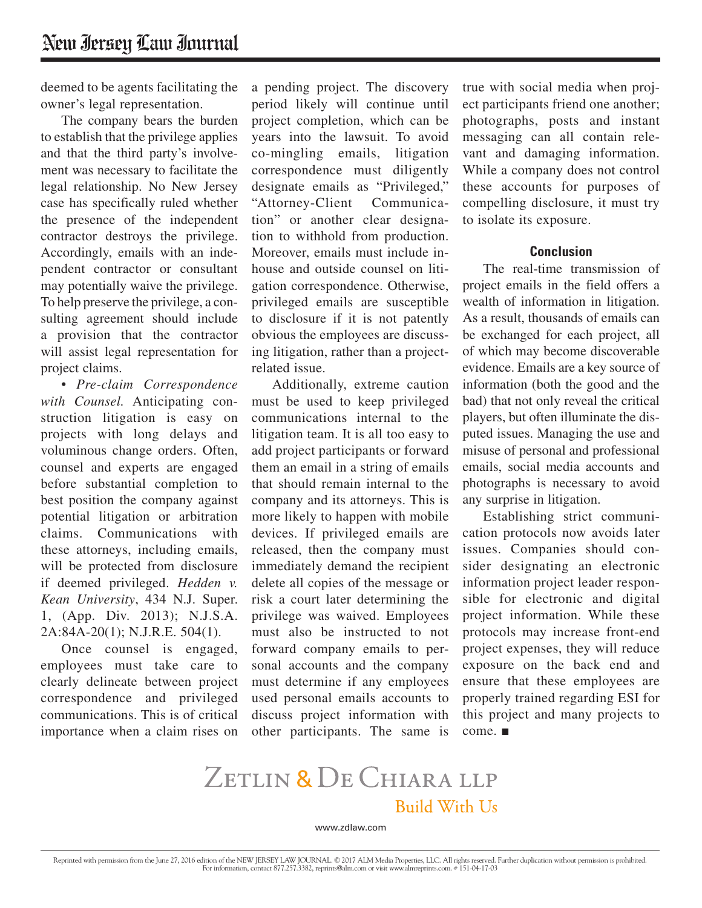deemed to be agents facilitating the owner's legal representation.

The company bears the burden to establish that the privilege applies and that the third party's involvement was necessary to facilitate the legal relationship. No New Jersey case has specifically ruled whether the presence of the independent contractor destroys the privilege. Accordingly, emails with an independent contractor or consultant may potentially waive the privilege. To help preserve the privilege, a consulting agreement should include a provision that the contractor will assist legal representation for project claims.

• *Pre-claim Correspondence with Counsel.* Anticipating construction litigation is easy on projects with long delays and voluminous change orders. Often, counsel and experts are engaged before substantial completion to best position the company against potential litigation or arbitration claims. Communications with these attorneys, including emails, will be protected from disclosure if deemed privileged. *Hedden v. Kean University*, 434 N.J. Super. 1, (App. Div. 2013); N.J.S.A. 2A:84A-20(1); N.J.R.E. 504(1).

Once counsel is engaged, employees must take care to clearly delineate between project correspondence and privileged communications. This is of critical importance when a claim rises on a pending project. The discovery period likely will continue until project completion, which can be years into the lawsuit. To avoid co-mingling emails, litigation correspondence must diligently designate emails as "Privileged," "Attorney-Client Communication" or another clear designation to withhold from production. Moreover, emails must include in-house and outside counsel on litigation correspondence. Otherwise, privileged emails are susceptible to disclosure if it is not patently obvious the employees are discussing litigation, rather than a project-related issue.

Additionally, extreme caution must be used to keep privileged communications internal to the litigation team. It is all too easy to add project participants or forward them an email in a string of emails that should remain internal to the company and its attorneys. This is more likely to happen with mobile devices. If privileged emails are released, then the company must immediately demand the recipient delete all copies of the message or risk a court later determining the privilege was waived. Employees must also be instructed to not forward company emails to personal accounts and the company must determine if any employees used personal emails accounts to discuss project information with other participants. The same is true with social media when project participants friend one another; photographs, posts and instant messaging can all contain relevant and damaging information. While a company does not control these accounts for purposes of compelling disclosure, it must try to isolate its exposure.

## Conclusion

The real-time transmission of project emails in the field offers a wealth of information in litigation. As a result, thousands of emails can be exchanged for each project, all of which may become discoverable evidence. Emails are a key source of information (both the good and the bad) that not only reveal the critical players, but often illuminate the disputed issues. Managing the use and misuse of personal and professional emails, social media accounts and photographs is necessary to avoid any surprise in litigation.

Establishing strict communication protocols now avoids later issues. Companies should consider designating an electronic information project leader responsible for electronic and digital project information. While these protocols may increase front-end project expenses, they will reduce exposure on the back end and ensure that these employees are properly trained regarding ESI for this project and many projects to come. ■

ZETLIN & DE CHIARA LLP

Build With Us

www.zdlaw.com

Reprinted with permission from the June 27, 2016 edition of the NEW JERSEY LAW JOURNAL. © 2017 ALM Media Properties, LLC. All rights reserved. Further duplication without permission is prohibited. For information, contact 877.257.3382, reprints@alm.com or visit www.almreprints.com. # 151-04-17-03